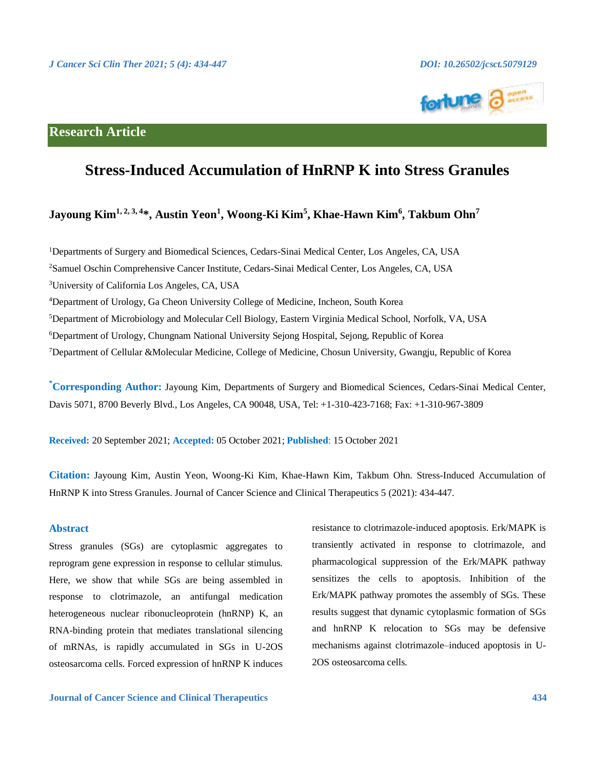**Research Article**

# Stress-Induced Accumulation of HnRNP K into Stress Granules

**Jayoung Kim[1, 2, 3, 4]*, Austin Yeon[1], Woong-Ki Kim[5], Khae-Hawn Kim[6], Takbum Ohn[7]**

[1]Departments of Surgery and Biomedical Sciences, Cedars-Sinai Medical Center, Los Angeles, CA, USA

[2]Samuel Oschin Comprehensive Cancer Institute, Cedars-Sinai Medical Center, Los Angeles, CA, USA

[3]University of California Los Angeles, CA, USA

[4]Department of Urology, Ga Cheon University College of Medicine, Incheon, South Korea

[5]Department of Microbiology and Molecular Cell Biology, Eastern Virginia Medical School, Norfolk, VA, USA

[6]Department of Urology, Chungnam National University Sejong Hospital, Sejong, Republic of Korea

[7]Department of Cellular &Molecular Medicine, College of Medicine, Chosun University, Gwangju, Republic of Korea

***Corresponding Author:** Jayoung Kim, Departments of Surgery and Biomedical Sciences, Cedars-Sinai Medical Center, Davis 5071, 8700 Beverly Blvd., Los Angeles, CA 90048, USA, Tel: +1-310-423-7168; Fax: +1-310-967-3809

**Received:** 20 September 2021; **Accepted:** 05 October 2021; **Published**: 15 October 2021

**Citation:** Jayoung Kim, Austin Yeon, Woong-Ki Kim, Khae-Hawn Kim, Takbum Ohn. Stress-Induced Accumulation of HnRNP K into Stress Granules. Journal of Cancer Science and Clinical Therapeutics 5 (2021): 434-447.

## Abstract

Stress granules (SGs) are cytoplasmic aggregates to reprogram gene expression in response to cellular stimulus. Here, we show that while SGs are being assembled in response to clotrimazole, an antifungal medication heterogeneous nuclear ribonucleoprotein (hnRNP) K, an RNA-binding protein that mediates translational silencing of mRNAs, is rapidly accumulated in SGs in U-2OS osteosarcoma cells. Forced expression of hnRNP K induces resistance to clotrimazole-induced apoptosis. Erk/MAPK is transiently activated in response to clotrimazole, and pharmacological suppression of the Erk/MAPK pathway sensitizes the cells to apoptosis. Inhibition of the Erk/MAPK pathway promotes the assembly of SGs. These results suggest that dynamic cytoplasmic formation of SGs and hnRNP K relocation to SGs may be defensive mechanisms against clotrimazole–induced apoptosis in U-2OS osteosarcoma cells.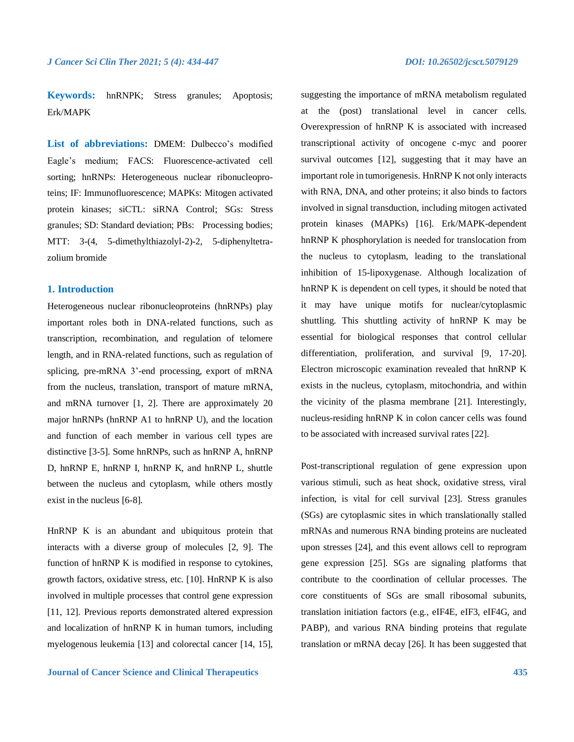**Keywords:** hnRNPK; Stress granules; Apoptosis; Erk/MAPK

**List of abbreviations:** DMEM: Dulbecco's modified Eagle's medium; FACS: Fluorescence-activated cell sorting; hnRNPs: Heterogeneous nuclear ribonucleoproteins; IF: Immunofluorescence; MAPKs: Mitogen activated protein kinases; siCTL: siRNA Control; SGs: Stress granules; SD: Standard deviation; PBs: Processing bodies; MTT: 3-(4, 5-dimethylthiazolyl-2)-2, 5-diphenyltetrazolium bromide

## 1. Introduction

Heterogeneous nuclear ribonucleoproteins (hnRNPs) play important roles both in DNA-related functions, such as transcription, recombination, and regulation of telomere length, and in RNA-related functions, such as regulation of splicing, pre-mRNA 3'-end processing, export of mRNA from the nucleus, translation, transport of mature mRNA, and mRNA turnover [1, 2]. There are approximately 20 major hnRNPs (hnRNP A1 to hnRNP U), and the location and function of each member in various cell types are distinctive [3-5]. Some hnRNPs, such as hnRNP A, hnRNP D, hnRNP E, hnRNP I, hnRNP K, and hnRNP L, shuttle between the nucleus and cytoplasm, while others mostly exist in the nucleus [6-8].

HnRNP K is an abundant and ubiquitous protein that interacts with a diverse group of molecules [2, 9]. The function of hnRNP K is modified in response to cytokines, growth factors, oxidative stress, etc. [10]. HnRNP K is also involved in multiple processes that control gene expression [11, 12]. Previous reports demonstrated altered expression and localization of hnRNP K in human tumors, including myelogenous leukemia [13] and colorectal cancer [14, 15], suggesting the importance of mRNA metabolism regulated at the (post) translational level in cancer cells. Overexpression of hnRNP K is associated with increased transcriptional activity of oncogene c-myc and poorer survival outcomes [12], suggesting that it may have an important role in tumorigenesis. HnRNP K not only interacts with RNA, DNA, and other proteins; it also binds to factors involved in signal transduction, including mitogen activated protein kinases (MAPKs) [16]. Erk/MAPK-dependent hnRNP K phosphorylation is needed for translocation from the nucleus to cytoplasm, leading to the translational inhibition of 15-lipoxygenase. Although localization of hnRNP K is dependent on cell types, it should be noted that it may have unique motifs for nuclear/cytoplasmic shuttling. This shuttling activity of hnRNP K may be essential for biological responses that control cellular differentiation, proliferation, and survival [9, 17-20]. Electron microscopic examination revealed that hnRNP K exists in the nucleus, cytoplasm, mitochondria, and within the vicinity of the plasma membrane [21]. Interestingly, nucleus-residing hnRNP K in colon cancer cells was found to be associated with increased survival rates [22].

Post-transcriptional regulation of gene expression upon various stimuli, such as heat shock, oxidative stress, viral infection, is vital for cell survival [23]. Stress granules (SGs) are cytoplasmic sites in which translationally stalled mRNAs and numerous RNA binding proteins are nucleated upon stresses [24], and this event allows cell to reprogram gene expression [25]. SGs are signaling platforms that contribute to the coordination of cellular processes. The core constituents of SGs are small ribosomal subunits, translation initiation factors (e.g., eIF4E, eIF3, eIF4G, and PABP), and various RNA binding proteins that regulate translation or mRNA decay [26]. It has been suggested that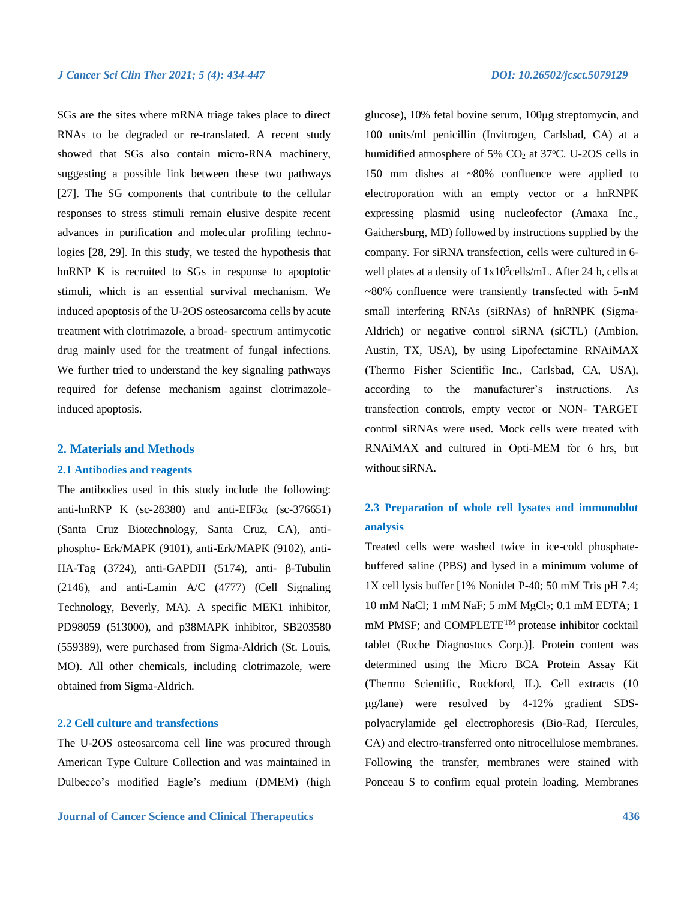SGs are the sites where mRNA triage takes place to direct RNAs to be degraded or re-translated. A recent study showed that SGs also contain micro-RNA machinery, suggesting a possible link between these two pathways [27]. The SG components that contribute to the cellular responses to stress stimuli remain elusive despite recent advances in purification and molecular profiling technologies [28, 29]. In this study, we tested the hypothesis that hnRNP K is recruited to SGs in response to apoptotic stimuli, which is an essential survival mechanism. We induced apoptosis of the U-2OS osteosarcoma cells by acute treatment with clotrimazole, a broad- spectrum antimycotic drug mainly used for the treatment of fungal infections. We further tried to understand the key signaling pathways required for defense mechanism against clotrimazole-induced apoptosis.

## 2. Materials and Methods

### 2.1 Antibodies and reagents

The antibodies used in this study include the following: anti-hnRNP K (sc-28380) and anti-EIF3α (sc-376651) (Santa Cruz Biotechnology, Santa Cruz, CA), anti-phospho- Erk/MAPK (9101), anti-Erk/MAPK (9102), anti-HA-Tag (3724), anti-GAPDH (5174), anti- β-Tubulin (2146), and anti-Lamin A/C (4777) (Cell Signaling Technology, Beverly, MA). A specific MEK1 inhibitor, PD98059 (513000), and p38MAPK inhibitor, SB203580 (559389), were purchased from Sigma-Aldrich (St. Louis, MO). All other chemicals, including clotrimazole, were obtained from Sigma-Aldrich.

### 2.2 Cell culture and transfections

The U-2OS osteosarcoma cell line was procured through American Type Culture Collection and was maintained in Dulbecco's modified Eagle's medium (DMEM) (high glucose), 10% fetal bovine serum, 100μg streptomycin, and 100 units/ml penicillin (Invitrogen, Carlsbad, CA) at a humidified atmosphere of 5% $CO_2$ at 37°C. U-2OS cells in 150 mm dishes at ~80% confluence were applied to electroporation with an empty vector or a hnRNPK expressing plasmid using nucleofector (Amaxa Inc., Gaithersburg, MD) followed by instructions supplied by the company. For siRNA transfection, cells were cultured in 6-well plates at a density of $1x10^5$cells/mL. After 24 h, cells at ~80% confluence were transiently transfected with 5-nM small interfering RNAs (siRNAs) of hnRNPK (Sigma-Aldrich) or negative control siRNA (siCTL) (Ambion, Austin, TX, USA), by using Lipofectamine RNAiMAX (Thermo Fisher Scientific Inc., Carlsbad, CA, USA), according to the manufacturer's instructions. As transfection controls, empty vector or NON- TARGET control siRNAs were used. Mock cells were treated with RNAiMAX and cultured in Opti-MEM for 6 hrs, but without siRNA.

### 2.3 Preparation of whole cell lysates and immunoblot analysis

Treated cells were washed twice in ice-cold phosphate-buffered saline (PBS) and lysed in a minimum volume of 1X cell lysis buffer [1% Nonidet P-40; 50 mM Tris pH 7.4; 10 mM NaCl; 1 mM NaF; 5 mM $MgCl_2$; 0.1 mM EDTA; 1 mM PMSF; and COMPLETE™ protease inhibitor cocktail tablet (Roche Diagnostocs Corp.)]. Protein content was determined using the Micro BCA Protein Assay Kit (Thermo Scientific, Rockford, IL). Cell extracts (10 μg/lane) were resolved by 4-12% gradient SDS-polyacrylamide gel electrophoresis (Bio-Rad, Hercules, CA) and electro-transferred onto nitrocellulose membranes. Following the transfer, membranes were stained with Ponceau S to confirm equal protein loading. Membranes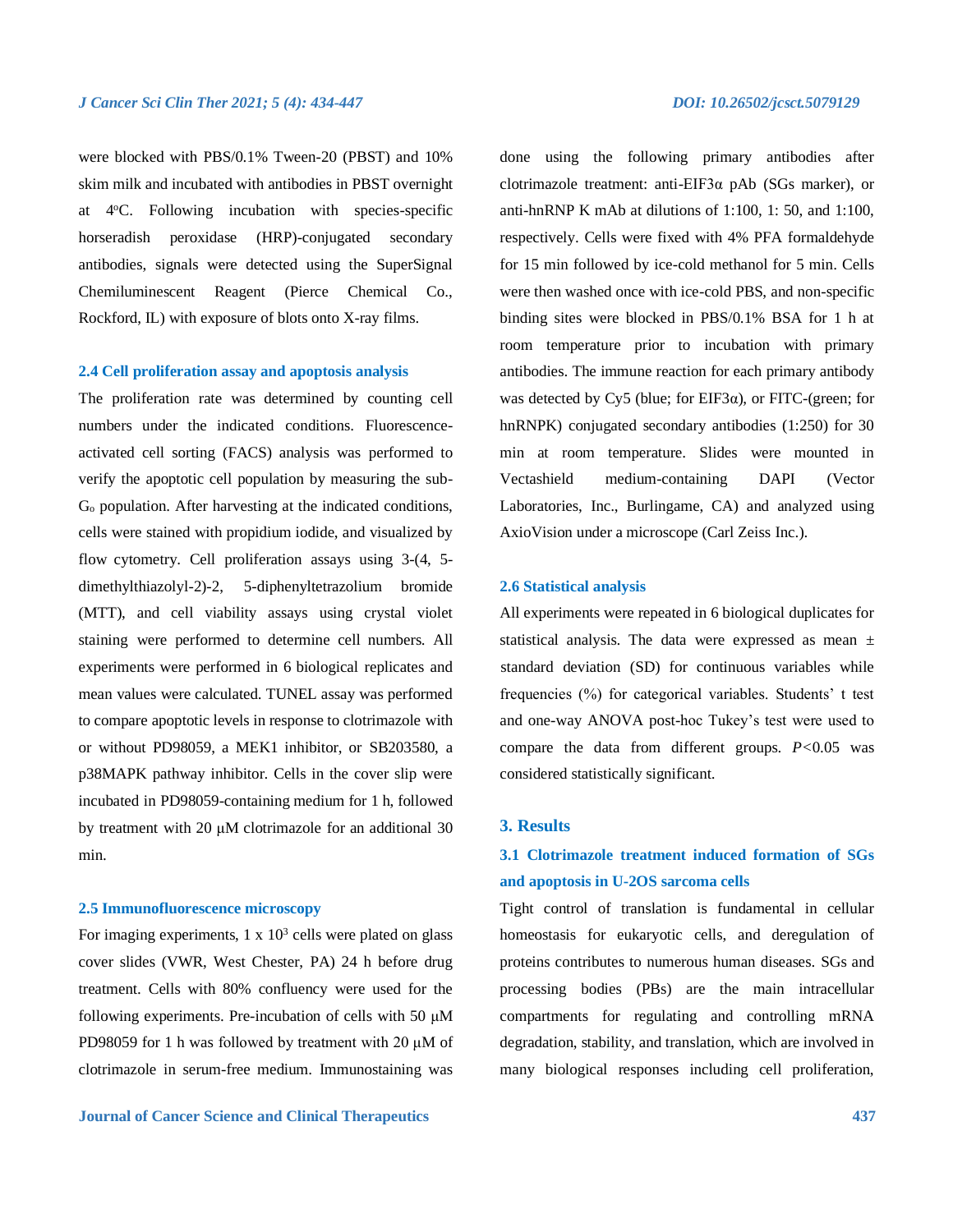were blocked with PBS/0.1% Tween-20 (PBST) and 10% skim milk and incubated with antibodies in PBST overnight at 4°C. Following incubation with species-specific horseradish peroxidase (HRP)-conjugated secondary antibodies, signals were detected using the SuperSignal Chemiluminescent Reagent (Pierce Chemical Co., Rockford, IL) with exposure of blots onto X-ray films.

### 2.4 Cell proliferation assay and apoptosis analysis

The proliferation rate was determined by counting cell numbers under the indicated conditions. Fluorescence-activated cell sorting (FACS) analysis was performed to verify the apoptotic cell population by measuring the sub-$G_o$ population. After harvesting at the indicated conditions, cells were stained with propidium iodide, and visualized by flow cytometry. Cell proliferation assays using 3-(4, 5-dimethylthiazolyl-2)-2, 5-diphenyltetrazolium bromide (MTT), and cell viability assays using crystal violet staining were performed to determine cell numbers. All experiments were performed in 6 biological replicates and mean values were calculated. TUNEL assay was performed to compare apoptotic levels in response to clotrimazole with or without PD98059, a MEK1 inhibitor, or SB203580, a p38MAPK pathway inhibitor. Cells in the cover slip were incubated in PD98059-containing medium for 1 h, followed by treatment with 20 μM clotrimazole for an additional 30 min.

### 2.5 Immunofluorescence microscopy

For imaging experiments, 1 x $10^3$ cells were plated on glass cover slides (VWR, West Chester, PA) 24 h before drug treatment. Cells with 80% confluency were used for the following experiments. Pre-incubation of cells with 50 μM PD98059 for 1 h was followed by treatment with 20 μM of clotrimazole in serum-free medium. Immunostaining was done using the following primary antibodies after clotrimazole treatment: anti-EIF3α pAb (SGs marker), or anti-hnRNP K mAb at dilutions of 1:100, 1: 50, and 1:100, respectively. Cells were fixed with 4% PFA formaldehyde for 15 min followed by ice-cold methanol for 5 min. Cells were then washed once with ice-cold PBS, and non-specific binding sites were blocked in PBS/0.1% BSA for 1 h at room temperature prior to incubation with primary antibodies. The immune reaction for each primary antibody was detected by Cy5 (blue; for EIF3α), or FITC-(green; for hnRNPK) conjugated secondary antibodies (1:250) for 30 min at room temperature. Slides were mounted in Vectashield medium-containing DAPI (Vector Laboratories, Inc., Burlingame, CA) and analyzed using AxioVision under a microscope (Carl Zeiss Inc.).

### 2.6 Statistical analysis

All experiments were repeated in 6 biological duplicates for statistical analysis. The data were expressed as mean ± standard deviation (SD) for continuous variables while frequencies (%) for categorical variables. Students' t test and one-way ANOVA post-hoc Tukey's test were used to compare the data from different groups. $P<0.05$ was considered statistically significant.

## 3. Results

### 3.1 Clotrimazole treatment induced formation of SGs and apoptosis in U-2OS sarcoma cells

Tight control of translation is fundamental in cellular homeostasis for eukaryotic cells, and deregulation of proteins contributes to numerous human diseases. SGs and processing bodies (PBs) are the main intracellular compartments for regulating and controlling mRNA degradation, stability, and translation, which are involved in many biological responses including cell proliferation,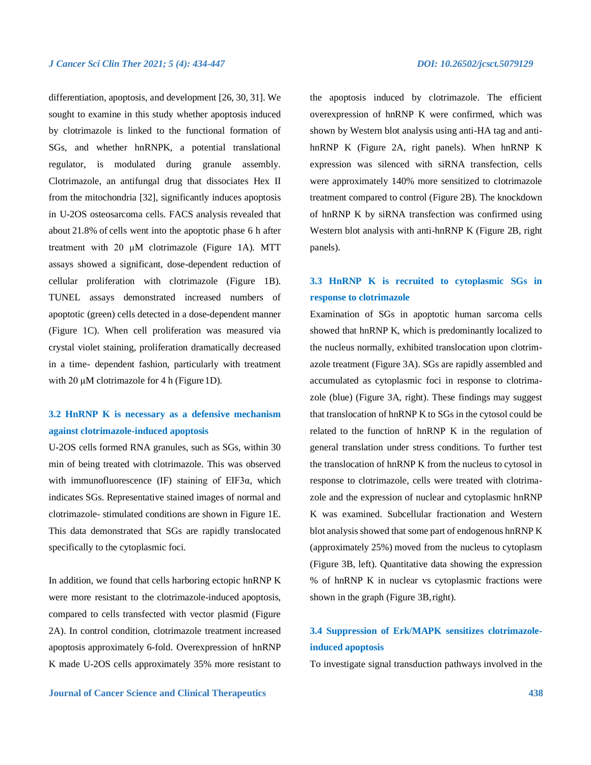differentiation, apoptosis, and development [26, 30, 31]. We sought to examine in this study whether apoptosis induced by clotrimazole is linked to the functional formation of SGs, and whether hnRNPK, a potential translational regulator, is modulated during granule assembly. Clotrimazole, an antifungal drug that dissociates Hex II from the mitochondria [32], significantly induces apoptosis in U-2OS osteosarcoma cells. FACS analysis revealed that about 21.8% of cells went into the apoptotic phase 6 h after treatment with 20 μM clotrimazole (Figure 1A). MTT assays showed a significant, dose-dependent reduction of cellular proliferation with clotrimazole (Figure 1B). TUNEL assays demonstrated increased numbers of apoptotic (green) cells detected in a dose-dependent manner (Figure 1C). When cell proliferation was measured via crystal violet staining, proliferation dramatically decreased in a time- dependent fashion, particularly with treatment with 20 μM clotrimazole for 4 h (Figure 1D).

### 3.2 HnRNP K is necessary as a defensive mechanism against clotrimazole-induced apoptosis

U-2OS cells formed RNA granules, such as SGs, within 30 min of being treated with clotrimazole. This was observed with immunofluorescence (IF) staining of EIF3α, which indicates SGs. Representative stained images of normal and clotrimazole- stimulated conditions are shown in Figure 1E. This data demonstrated that SGs are rapidly translocated specifically to the cytoplasmic foci.

In addition, we found that cells harboring ectopic hnRNP K were more resistant to the clotrimazole-induced apoptosis, compared to cells transfected with vector plasmid (Figure 2A). In control condition, clotrimazole treatment increased apoptosis approximately 6-fold. Overexpression of hnRNP K made U-2OS cells approximately 35% more resistant to the apoptosis induced by clotrimazole. The efficient overexpression of hnRNP K were confirmed, which was shown by Western blot analysis using anti-HA tag and anti-hnRNP K (Figure 2A, right panels). When hnRNP K expression was silenced with siRNA transfection, cells were approximately 140% more sensitized to clotrimazole treatment compared to control (Figure 2B). The knockdown of hnRNP K by siRNA transfection was confirmed using Western blot analysis with anti-hnRNP K (Figure 2B, right panels).

### 3.3 HnRNP K is recruited to cytoplasmic SGs in response to clotrimazole

Examination of SGs in apoptotic human sarcoma cells showed that hnRNP K, which is predominantly localized to the nucleus normally, exhibited translocation upon clotrimazole treatment (Figure 3A). SGs are rapidly assembled and accumulated as cytoplasmic foci in response to clotrimazole (blue) (Figure 3A, right). These findings may suggest that translocation of hnRNP K to SGs in the cytosol could be related to the function of hnRNP K in the regulation of general translation under stress conditions. To further test the translocation of hnRNP K from the nucleus to cytosol in response to clotrimazole, cells were treated with clotrimazole and the expression of nuclear and cytoplasmic hnRNP K was examined. Subcellular fractionation and Western blot analysis showed that some part of endogenous hnRNP K (approximately 25%) moved from the nucleus to cytoplasm (Figure 3B, left). Quantitative data showing the expression % of hnRNP K in nuclear vs cytoplasmic fractions were shown in the graph (Figure 3B, right).

### 3.4 Suppression of Erk/MAPK sensitizes clotrimazole-induced apoptosis

To investigate signal transduction pathways involved in the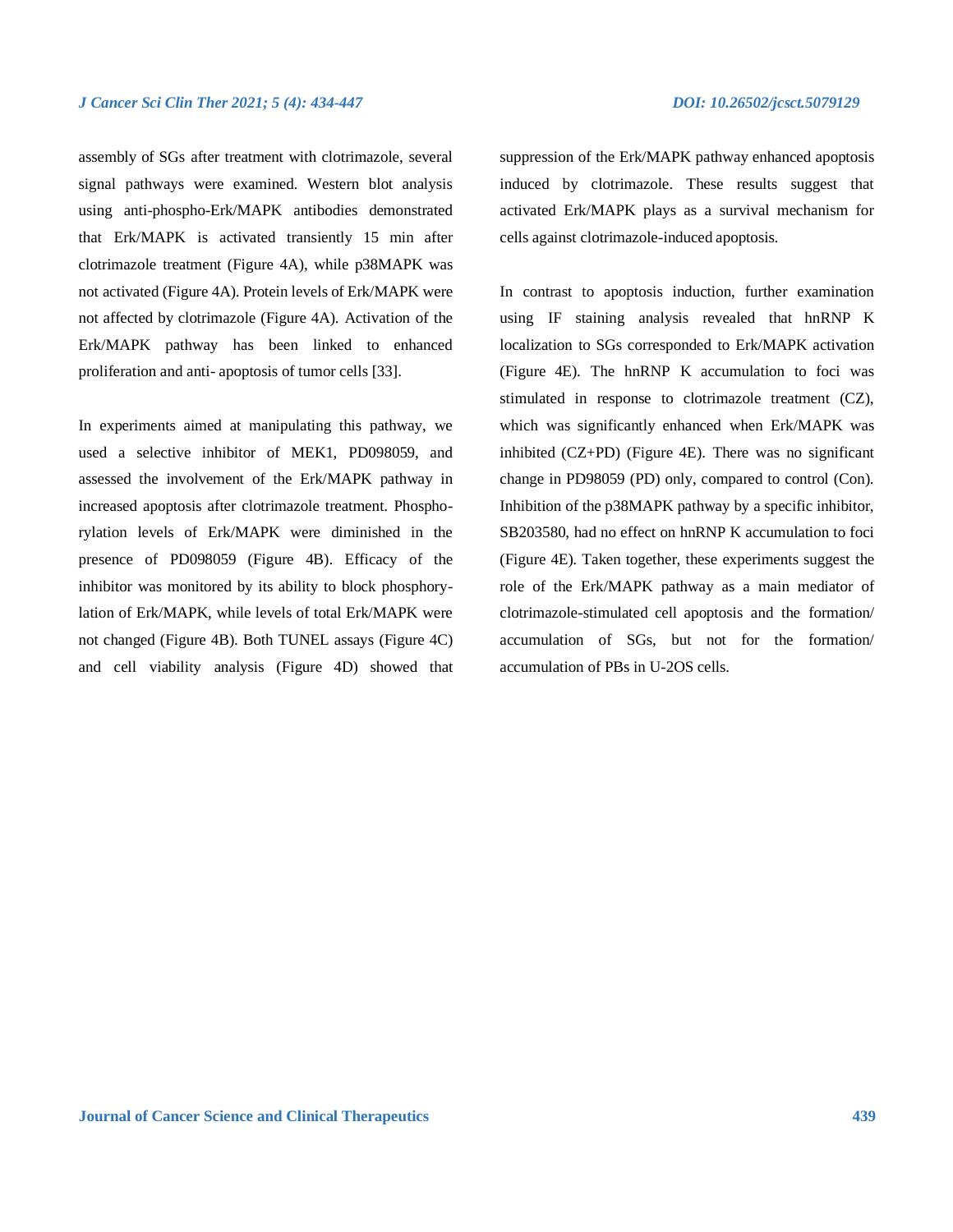assembly of SGs after treatment with clotrimazole, several signal pathways were examined. Western blot analysis using anti-phospho-Erk/MAPK antibodies demonstrated that Erk/MAPK is activated transiently 15 min after clotrimazole treatment (Figure 4A), while p38MAPK was not activated (Figure 4A). Protein levels of Erk/MAPK were not affected by clotrimazole (Figure 4A). Activation of the Erk/MAPK pathway has been linked to enhanced proliferation and anti- apoptosis of tumor cells [33].

In experiments aimed at manipulating this pathway, we used a selective inhibitor of MEK1, PD098059, and assessed the involvement of the Erk/MAPK pathway in increased apoptosis after clotrimazole treatment. Phosphorylation levels of Erk/MAPK were diminished in the presence of PD098059 (Figure 4B). Efficacy of the inhibitor was monitored by its ability to block phosphorylation of Erk/MAPK, while levels of total Erk/MAPK were not changed (Figure 4B). Both TUNEL assays (Figure 4C) and cell viability analysis (Figure 4D) showed that suppression of the Erk/MAPK pathway enhanced apoptosis induced by clotrimazole. These results suggest that activated Erk/MAPK plays as a survival mechanism for cells against clotrimazole-induced apoptosis.

In contrast to apoptosis induction, further examination using IF staining analysis revealed that hnRNP K localization to SGs corresponded to Erk/MAPK activation (Figure 4E). The hnRNP K accumulation to foci was stimulated in response to clotrimazole treatment (CZ), which was significantly enhanced when Erk/MAPK was inhibited (CZ+PD) (Figure 4E). There was no significant change in PD98059 (PD) only, compared to control (Con). Inhibition of the p38MAPK pathway by a specific inhibitor, SB203580, had no effect on hnRNP K accumulation to foci (Figure 4E). Taken together, these experiments suggest the role of the Erk/MAPK pathway as a main mediator of clotrimazole-stimulated cell apoptosis and the formation/ accumulation of SGs, but not for the formation/ accumulation of PBs in U-2OS cells.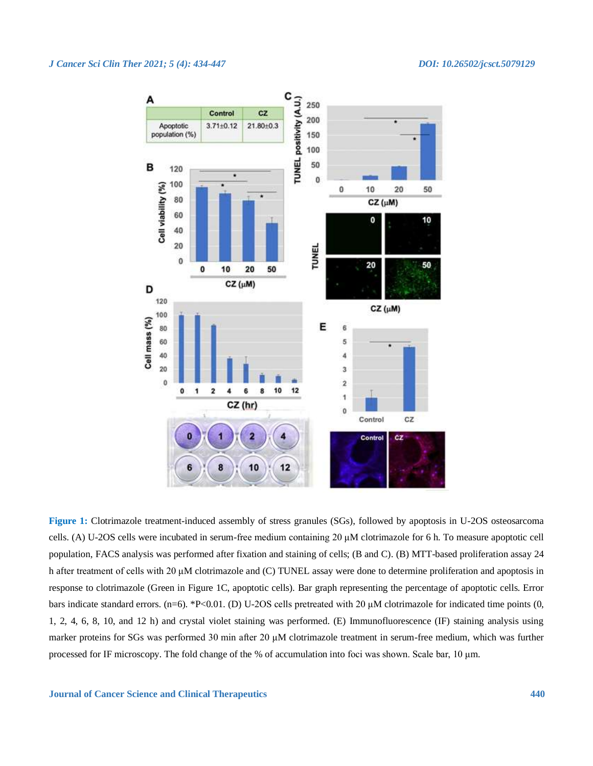**Figure 1:** Clotrimazole treatment-induced assembly of stress granules (SGs), followed by apoptosis in U-2OS osteosarcoma cells. (A) U-2OS cells were incubated in serum-free medium containing 20 μM clotrimazole for 6 h. To measure apoptotic cell population, FACS analysis was performed after fixation and staining of cells; (B and C). (B) MTT-based proliferation assay 24 h after treatment of cells with 20 μM clotrimazole and (C) TUNEL assay were done to determine proliferation and apoptosis in response to clotrimazole (Green in Figure 1C, apoptotic cells). Bar graph representing the percentage of apoptotic cells. Error bars indicate standard errors. (n=6). *P<0.01. (D) U-2OS cells pretreated with 20 μM clotrimazole for indicated time points (0, 1, 2, 4, 6, 8, 10, and 12 h) and crystal violet staining was performed. (E) Immunofluorescence (IF) staining analysis using marker proteins for SGs was performed 30 min after 20 μM clotrimazole treatment in serum-free medium, which was further processed for IF microscopy. The fold change of the % of accumulation into foci was shown. Scale bar, 10 μm.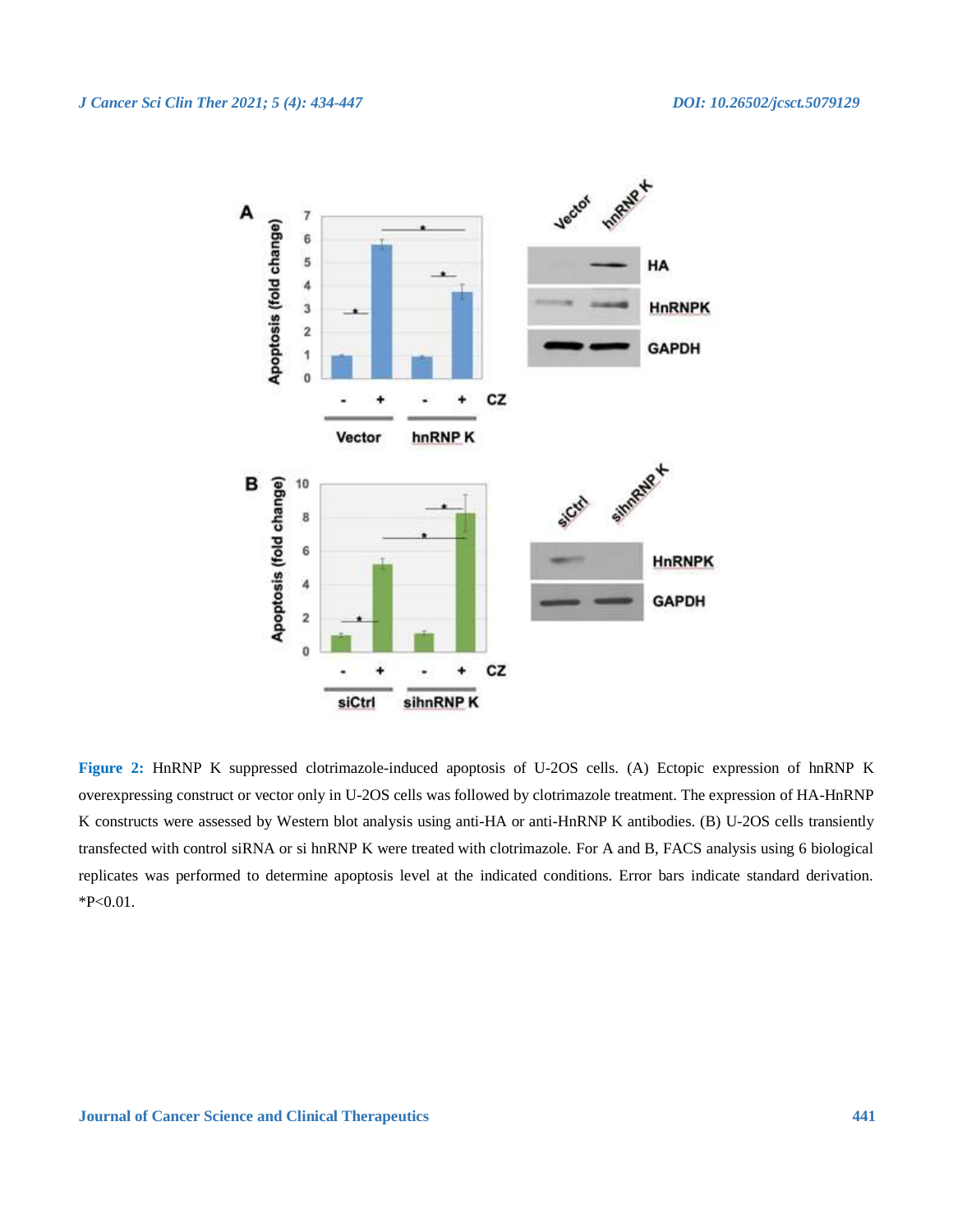**Figure 2:** HnRNP K suppressed clotrimazole-induced apoptosis of U-2OS cells. (A) Ectopic expression of hnRNP K overexpressing construct or vector only in U-2OS cells was followed by clotrimazole treatment. The expression of HA-HnRNP K constructs were assessed by Western blot analysis using anti-HA or anti-HnRNP K antibodies. (B) U-2OS cells transiently transfected with control siRNA or si hnRNP K were treated with clotrimazole. For A and B, FACS analysis using 6 biological replicates was performed to determine apoptosis level at the indicated conditions. Error bars indicate standard derivation. *P<0.01.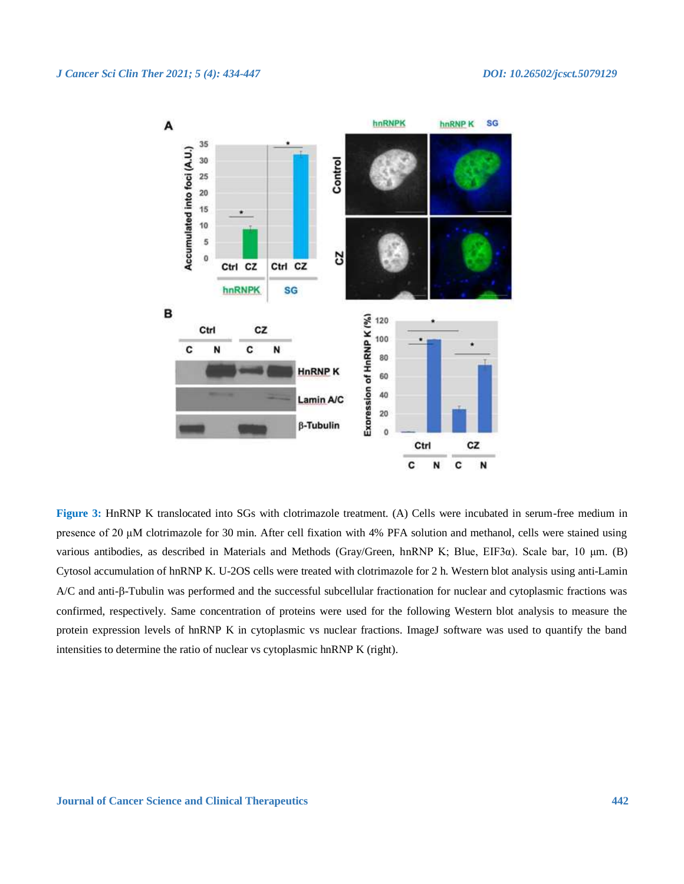**Figure 3:** HnRNP K translocated into SGs with clotrimazole treatment. (A) Cells were incubated in serum-free medium in presence of 20 μM clotrimazole for 30 min. After cell fixation with 4% PFA solution and methanol, cells were stained using various antibodies, as described in Materials and Methods (Gray/Green, hnRNP K; Blue, EIF3α). Scale bar, 10 μm. (B) Cytosol accumulation of hnRNP K. U-2OS cells were treated with clotrimazole for 2 h. Western blot analysis using anti-Lamin A/C and anti-β-Tubulin was performed and the successful subcellular fractionation for nuclear and cytoplasmic fractions was confirmed, respectively. Same concentration of proteins were used for the following Western blot analysis to measure the protein expression levels of hnRNP K in cytoplasmic vs nuclear fractions. ImageJ software was used to quantify the band intensities to determine the ratio of nuclear vs cytoplasmic hnRNP K (right).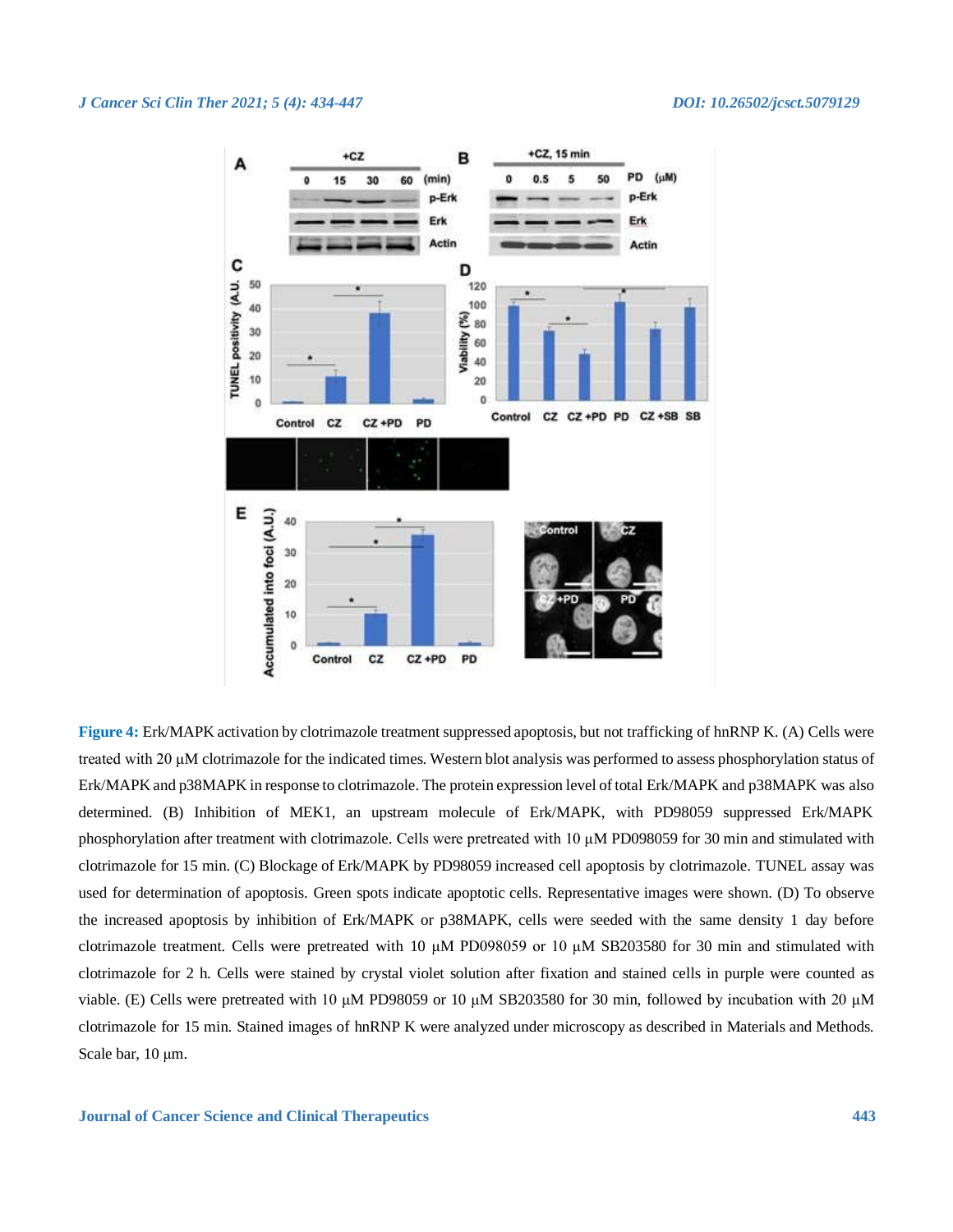**Figure 4:** Erk/MAPK activation by clotrimazole treatment suppressed apoptosis, but not trafficking of hnRNP K. (A) Cells were treated with 20 μM clotrimazole for the indicated times. Western blot analysis was performed to assess phosphorylation status of Erk/MAPK and p38MAPK in response to clotrimazole. The protein expression level of total Erk/MAPK and p38MAPK was also determined. (B) Inhibition of MEK1, an upstream molecule of Erk/MAPK, with PD98059 suppressed Erk/MAPK phosphorylation after treatment with clotrimazole. Cells were pretreated with 10 μM PD098059 for 30 min and stimulated with clotrimazole for 15 min. (C) Blockage of Erk/MAPK by PD98059 increased cell apoptosis by clotrimazole. TUNEL assay was used for determination of apoptosis. Green spots indicate apoptotic cells. Representative images were shown. (D) To observe the increased apoptosis by inhibition of Erk/MAPK or p38MAPK, cells were seeded with the same density 1 day before clotrimazole treatment. Cells were pretreated with 10 μM PD098059 or 10 μM SB203580 for 30 min and stimulated with clotrimazole for 2 h. Cells were stained by crystal violet solution after fixation and stained cells in purple were counted as viable. (E) Cells were pretreated with 10 μM PD98059 or 10 μM SB203580 for 30 min, followed by incubation with 20 μM clotrimazole for 15 min. Stained images of hnRNP K were analyzed under microscopy as described in Materials and Methods. Scale bar, 10 μm.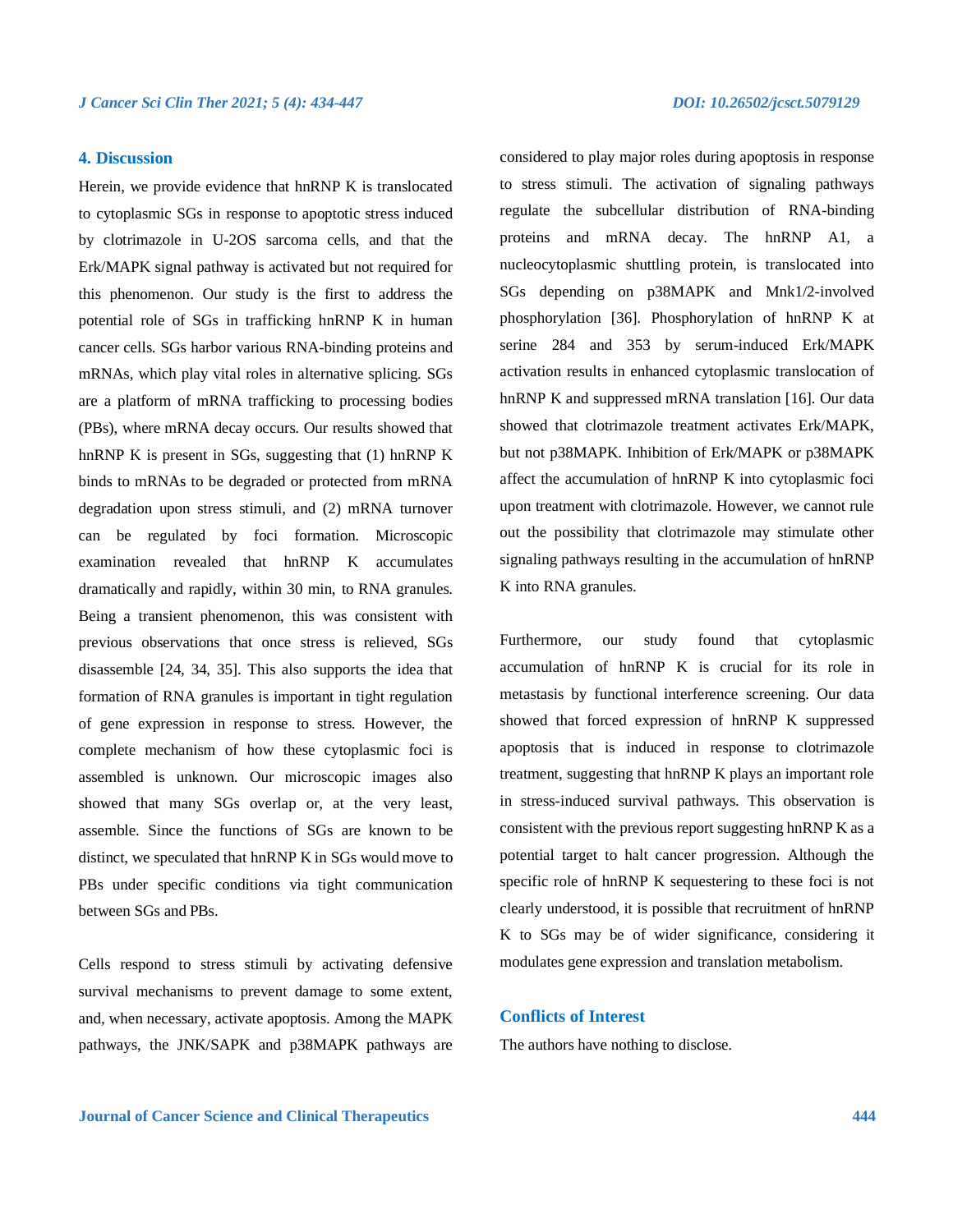## 4. Discussion

Herein, we provide evidence that hnRNP K is translocated to cytoplasmic SGs in response to apoptotic stress induced by clotrimazole in U-2OS sarcoma cells, and that the Erk/MAPK signal pathway is activated but not required for this phenomenon. Our study is the first to address the potential role of SGs in trafficking hnRNP K in human cancer cells. SGs harbor various RNA-binding proteins and mRNAs, which play vital roles in alternative splicing. SGs are a platform of mRNA trafficking to processing bodies (PBs), where mRNA decay occurs. Our results showed that hnRNP K is present in SGs, suggesting that (1) hnRNP K binds to mRNAs to be degraded or protected from mRNA degradation upon stress stimuli, and (2) mRNA turnover can be regulated by foci formation. Microscopic examination revealed that hnRNP K accumulates dramatically and rapidly, within 30 min, to RNA granules. Being a transient phenomenon, this was consistent with previous observations that once stress is relieved, SGs disassemble [24, 34, 35]. This also supports the idea that formation of RNA granules is important in tight regulation of gene expression in response to stress. However, the complete mechanism of how these cytoplasmic foci is assembled is unknown. Our microscopic images also showed that many SGs overlap or, at the very least, assemble. Since the functions of SGs are known to be distinct, we speculated that hnRNP K in SGs would move to PBs under specific conditions via tight communication between SGs and PBs.

Cells respond to stress stimuli by activating defensive survival mechanisms to prevent damage to some extent, and, when necessary, activate apoptosis. Among the MAPK pathways, the JNK/SAPK and p38MAPK pathways are considered to play major roles during apoptosis in response to stress stimuli. The activation of signaling pathways regulate the subcellular distribution of RNA-binding proteins and mRNA decay. The hnRNP A1, a nucleocytoplasmic shuttling protein, is translocated into SGs depending on p38MAPK and Mnk1/2-involved phosphorylation [36]. Phosphorylation of hnRNP K at serine 284 and 353 by serum-induced Erk/MAPK activation results in enhanced cytoplasmic translocation of hnRNP K and suppressed mRNA translation [16]. Our data showed that clotrimazole treatment activates Erk/MAPK, but not p38MAPK. Inhibition of Erk/MAPK or p38MAPK affect the accumulation of hnRNP K into cytoplasmic foci upon treatment with clotrimazole. However, we cannot rule out the possibility that clotrimazole may stimulate other signaling pathways resulting in the accumulation of hnRNP K into RNA granules.

Furthermore, our study found that cytoplasmic accumulation of hnRNP K is crucial for its role in metastasis by functional interference screening. Our data showed that forced expression of hnRNP K suppressed apoptosis that is induced in response to clotrimazole treatment, suggesting that hnRNP K plays an important role in stress-induced survival pathways. This observation is consistent with the previous report suggesting hnRNP K as a potential target to halt cancer progression. Although the specific role of hnRNP K sequestering to these foci is not clearly understood, it is possible that recruitment of hnRNP K to SGs may be of wider significance, considering it modulates gene expression and translation metabolism.

## Conflicts of Interest

The authors have nothing to disclose.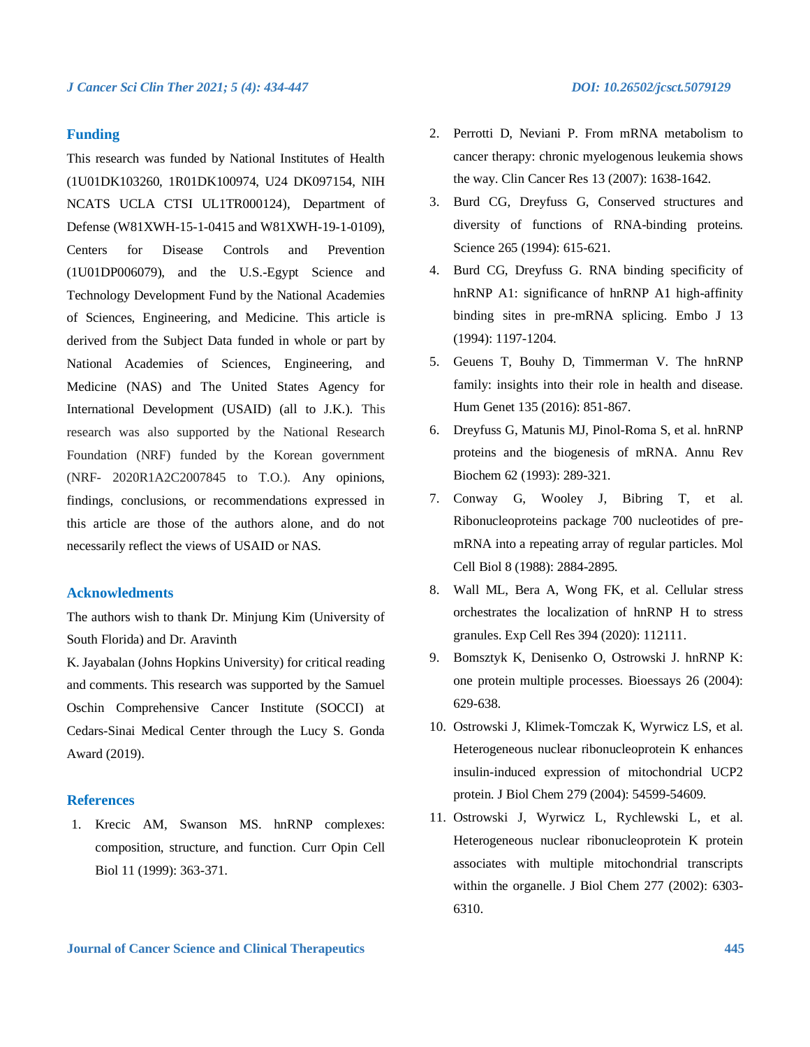## Funding

This research was funded by National Institutes of Health (1U01DK103260, 1R01DK100974, U24 DK097154, NIH NCATS UCLA CTSI UL1TR000124), Department of Defense (W81XWH-15-1-0415 and W81XWH-19-1-0109), Centers for Disease Controls and Prevention (1U01DP006079), and the U.S.-Egypt Science and Technology Development Fund by the National Academies of Sciences, Engineering, and Medicine. This article is derived from the Subject Data funded in whole or part by National Academies of Sciences, Engineering, and Medicine (NAS) and The United States Agency for International Development (USAID) (all to J.K.). This research was also supported by the National Research Foundation (NRF) funded by the Korean government (NRF- 2020R1A2C2007845 to T.O.). Any opinions, findings, conclusions, or recommendations expressed in this article are those of the authors alone, and do not necessarily reflect the views of USAID or NAS.

## Acknowledments

The authors wish to thank Dr. Minjung Kim (University of South Florida) and Dr. Aravinth K. Jayabalan (Johns Hopkins University) for critical reading and comments. This research was supported by the Samuel Oschin Comprehensive Cancer Institute (SOCCI) at Cedars-Sinai Medical Center through the Lucy S. Gonda Award (2019).

## References

1. Krecic AM, Swanson MS. hnRNP complexes: composition, structure, and function. Curr Opin Cell Biol 11 (1999): 363-371.
2. Perrotti D, Neviani P. From mRNA metabolism to cancer therapy: chronic myelogenous leukemia shows the way. Clin Cancer Res 13 (2007): 1638-1642.
3. Burd CG, Dreyfuss G, Conserved structures and diversity of functions of RNA-binding proteins. Science 265 (1994): 615-621.
4. Burd CG, Dreyfuss G. RNA binding specificity of hnRNP A1: significance of hnRNP A1 high-affinity binding sites in pre-mRNA splicing. Embo J 13 (1994): 1197-1204.
5. Geuens T, Bouhy D, Timmerman V. The hnRNP family: insights into their role in health and disease. Hum Genet 135 (2016): 851-867.
6. Dreyfuss G, Matunis MJ, Pinol-Roma S, et al. hnRNP proteins and the biogenesis of mRNA. Annu Rev Biochem 62 (1993): 289-321.
7. Conway G, Wooley J, Bibring T, et al. Ribonucleoproteins package 700 nucleotides of pre-mRNA into a repeating array of regular particles. Mol Cell Biol 8 (1988): 2884-2895.
8. Wall ML, Bera A, Wong FK, et al. Cellular stress orchestrates the localization of hnRNP H to stress granules. Exp Cell Res 394 (2020): 112111.
9. Bomsztyk K, Denisenko O, Ostrowski J. hnRNP K: one protein multiple processes. Bioessays 26 (2004): 629-638.
10. Ostrowski J, Klimek-Tomczak K, Wyrwicz LS, et al. Heterogeneous nuclear ribonucleoprotein K enhances insulin-induced expression of mitochondrial UCP2 protein. J Biol Chem 279 (2004): 54599-54609.
11. Ostrowski J, Wyrwicz L, Rychlewski L, et al. Heterogeneous nuclear ribonucleoprotein K protein associates with multiple mitochondrial transcripts within the organelle. J Biol Chem 277 (2002): 6303-6310.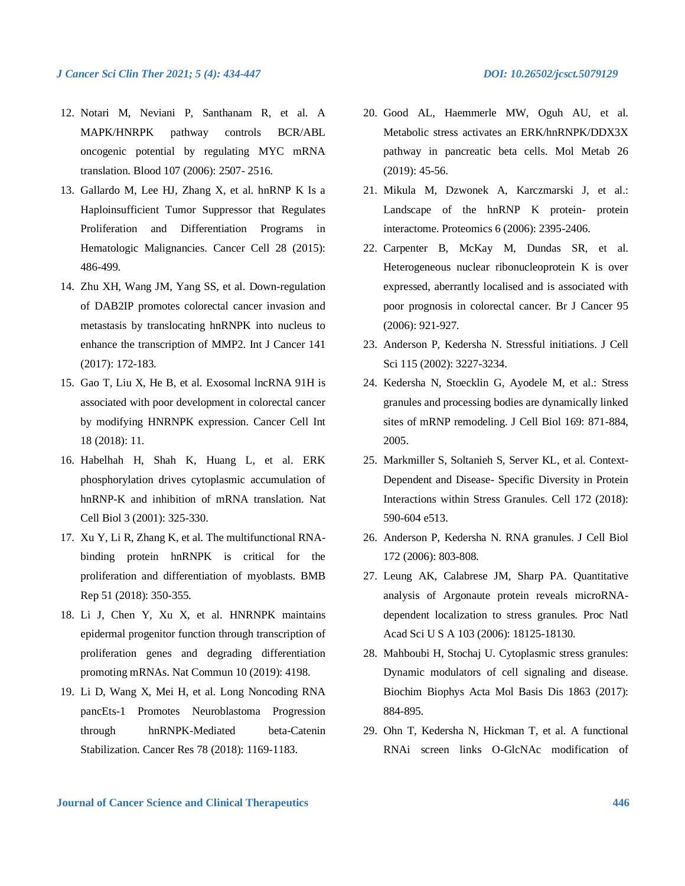12. Notari M, Neviani P, Santhanam R, et al. A MAPK/HNRPK pathway controls BCR/ABL oncogenic potential by regulating MYC mRNA translation. Blood 107 (2006): 2507- 2516.
13. Gallardo M, Lee HJ, Zhang X, et al. hnRNP K Is a Haploinsufficient Tumor Suppressor that Regulates Proliferation and Differentiation Programs in Hematologic Malignancies. Cancer Cell 28 (2015): 486-499.
14. Zhu XH, Wang JM, Yang SS, et al. Down-regulation of DAB2IP promotes colorectal cancer invasion and metastasis by translocating hnRNPK into nucleus to enhance the transcription of MMP2. Int J Cancer 141 (2017): 172-183.
15. Gao T, Liu X, He B, et al. Exosomal lncRNA 91H is associated with poor development in colorectal cancer by modifying HNRNPK expression. Cancer Cell Int 18 (2018): 11.
16. Habelhah H, Shah K, Huang L, et al. ERK phosphorylation drives cytoplasmic accumulation of hnRNP-K and inhibition of mRNA translation. Nat Cell Biol 3 (2001): 325-330.
17. Xu Y, Li R, Zhang K, et al. The multifunctional RNA-binding protein hnRNPK is critical for the proliferation and differentiation of myoblasts. BMB Rep 51 (2018): 350-355.
18. Li J, Chen Y, Xu X, et al. HNRNPK maintains epidermal progenitor function through transcription of proliferation genes and degrading differentiation promoting mRNAs. Nat Commun 10 (2019): 4198.
19. Li D, Wang X, Mei H, et al. Long Noncoding RNA pancEts-1 Promotes Neuroblastoma Progression through hnRNPK-Mediated beta-Catenin Stabilization. Cancer Res 78 (2018): 1169-1183.
20. Good AL, Haemmerle MW, Oguh AU, et al. Metabolic stress activates an ERK/hnRNPK/DDX3X pathway in pancreatic beta cells. Mol Metab 26 (2019): 45-56.
21. Mikula M, Dzwonek A, Karczmarski J, et al.: Landscape of the hnRNP K protein- protein interactome. Proteomics 6 (2006): 2395-2406.
22. Carpenter B, McKay M, Dundas SR, et al. Heterogeneous nuclear ribonucleoprotein K is over expressed, aberrantly localised and is associated with poor prognosis in colorectal cancer. Br J Cancer 95 (2006): 921-927.
23. Anderson P, Kedersha N. Stressful initiations. J Cell Sci 115 (2002): 3227-3234.
24. Kedersha N, Stoecklin G, Ayodele M, et al.: Stress granules and processing bodies are dynamically linked sites of mRNP remodeling. J Cell Biol 169: 871-884, 2005.
25. Markmiller S, Soltanieh S, Server KL, et al. Context-Dependent and Disease- Specific Diversity in Protein Interactions within Stress Granules. Cell 172 (2018): 590-604 e513.
26. Anderson P, Kedersha N. RNA granules. J Cell Biol 172 (2006): 803-808.
27. Leung AK, Calabrese JM, Sharp PA. Quantitative analysis of Argonaute protein reveals microRNA-dependent localization to stress granules. Proc Natl Acad Sci U S A 103 (2006): 18125-18130.
28. Mahboubi H, Stochaj U. Cytoplasmic stress granules: Dynamic modulators of cell signaling and disease. Biochim Biophys Acta Mol Basis Dis 1863 (2017): 884-895.
29. Ohn T, Kedersha N, Hickman T, et al. A functional RNAi screen links O-GlcNAc modification of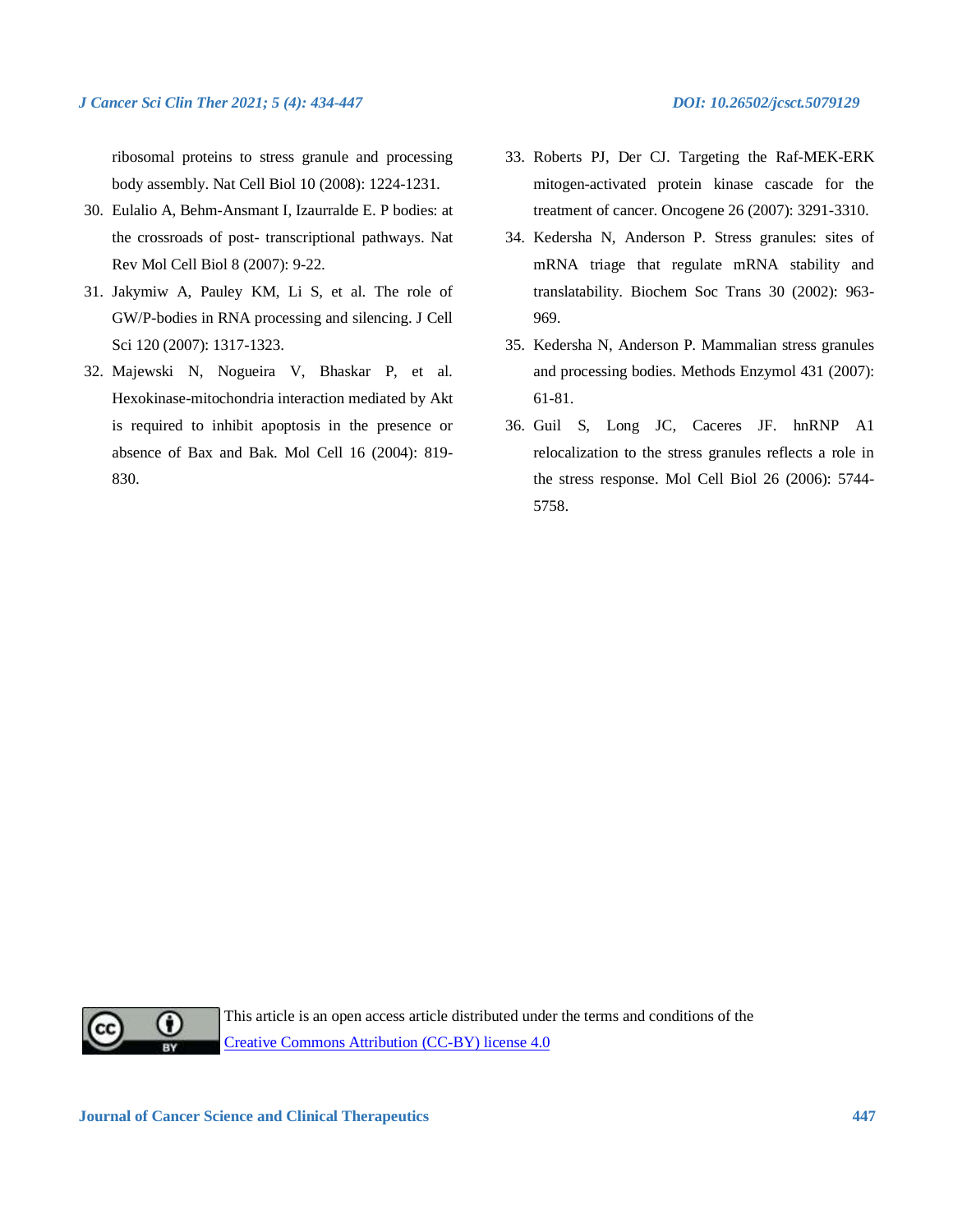ribosomal proteins to stress granule and processing body assembly. Nat Cell Biol 10 (2008): 1224-1231.

30. Eulalio A, Behm-Ansmant I, Izaurralde E. P bodies: at the crossroads of post- transcriptional pathways. Nat Rev Mol Cell Biol 8 (2007): 9-22.
31. Jakymiw A, Pauley KM, Li S, et al. The role of GW/P-bodies in RNA processing and silencing. J Cell Sci 120 (2007): 1317-1323.
32. Majewski N, Nogueira V, Bhaskar P, et al. Hexokinase-mitochondria interaction mediated by Akt is required to inhibit apoptosis in the presence or absence of Bax and Bak. Mol Cell 16 (2004): 819-830.
33. Roberts PJ, Der CJ. Targeting the Raf-MEK-ERK mitogen-activated protein kinase cascade for the treatment of cancer. Oncogene 26 (2007): 3291-3310.
34. Kedersha N, Anderson P. Stress granules: sites of mRNA triage that regulate mRNA stability and translatability. Biochem Soc Trans 30 (2002): 963-969.
35. Kedersha N, Anderson P. Mammalian stress granules and processing bodies. Methods Enzymol 431 (2007): 61-81.
36. Guil S, Long JC, Caceres JF. hnRNP A1 relocalization to the stress granules reflects a role in the stress response. Mol Cell Biol 26 (2006): 5744-5758.

This article is an open access article distributed under the terms and conditions of the Creative Commons Attribution (CC-BY) license 4.0